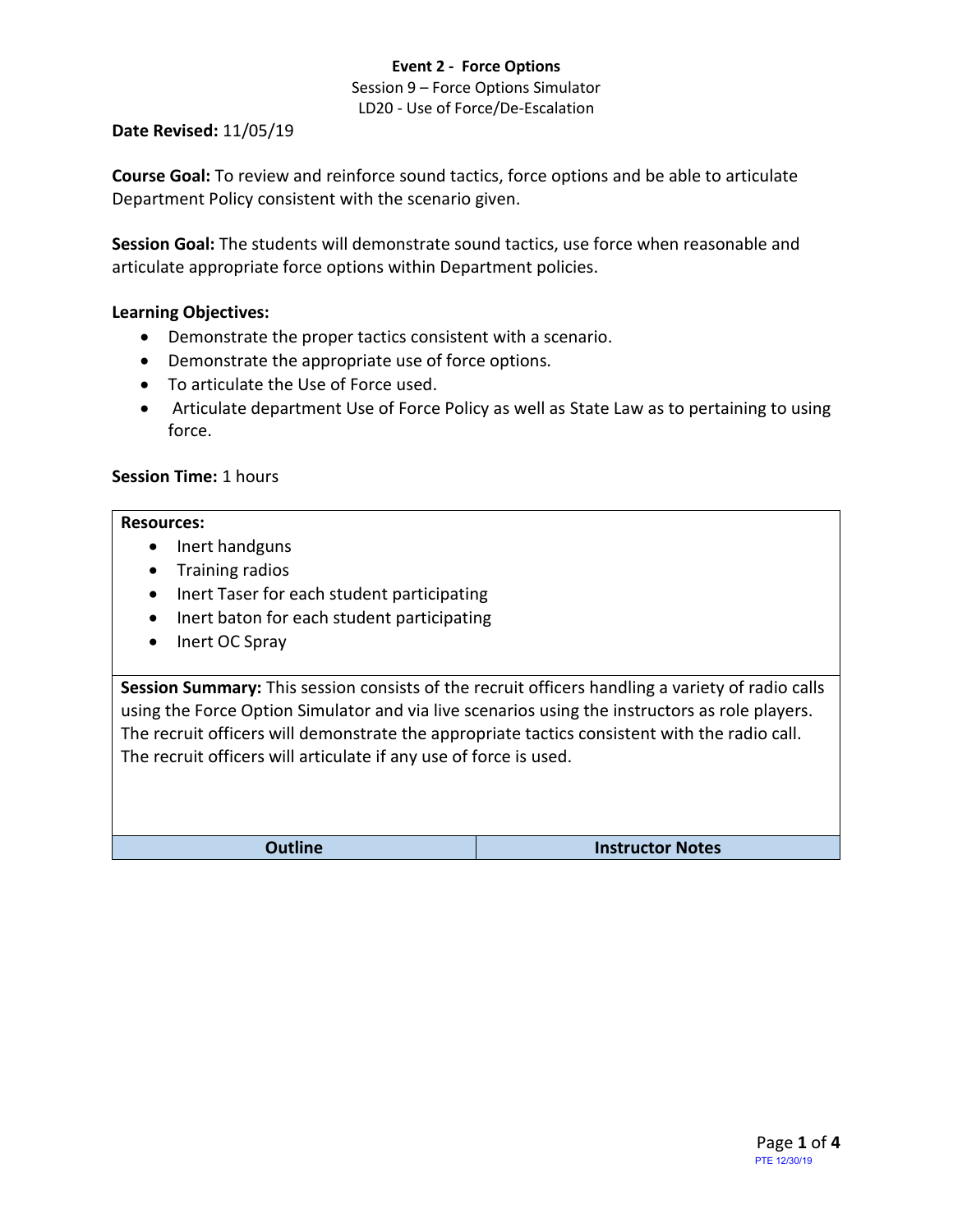**Event 2 - Force Options**

Session 9 – Force Options Simulator

LD20 - Use of Force/De-Escalation

**Date Revised:** 11/05/19

**Course Goal:** To review and reinforce sound tactics, force options and be able to articulate Department Policy consistent with the scenario given.

**Session Goal:** The students will demonstrate sound tactics, use force when reasonable and articulate appropriate force options within Department policies.

**Learning Objectives:**

- Demonstrate the proper tactics consistent with a scenario.
- Demonstrate the appropriate use of force options.
- To articulate the Use of Force used.
- Articulate department Use of Force Policy as well as State Law as to pertaining to using force.

**Session Time:** 1 hours

**Resources:**

- Inert handguns
- Training radios
- Inert Taser for each student participating
- Inert baton for each student participating
- Inert OC Spray

**Session Summary:** This session consists of the recruit officers handling a variety of radio calls using the Force Option Simulator and via live scenarios using the instructors as role players. The recruit officers will demonstrate the appropriate tactics consistent with the radio call. The recruit officers will articulate if any use of force is used.

| Outline | Instructor Notes |
| --- | --- |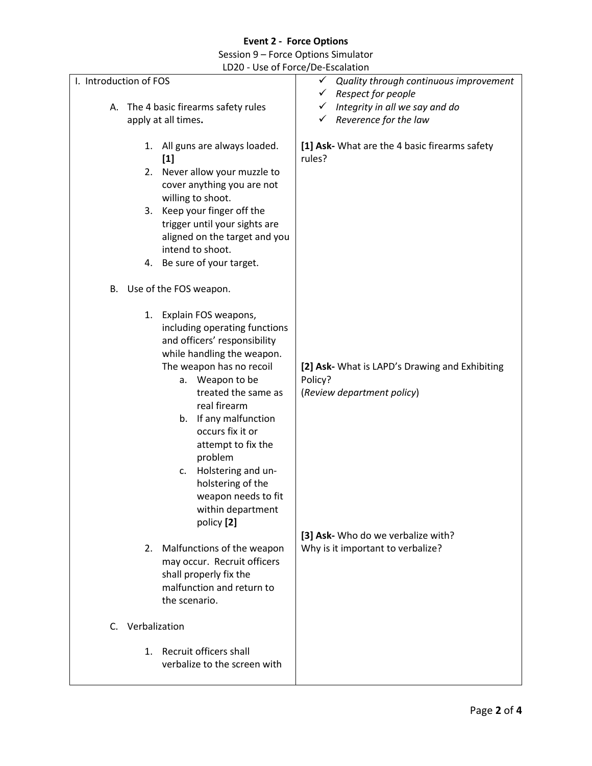**Event 2 - Force Options**

Session 9 – Force Options Simulator

LD20 - Use of Force/De-Escalation

| | |
|---|---|
| I. Introduction of FOS<br><br>A. The 4 basic firearms safety rules apply at all times.<br><br>1. All guns are always loaded. **[1]**<br>2. Never allow your muzzle to cover anything you are not willing to shoot.<br>3. Keep your finger off the trigger until your sights are aligned on the target and you intend to shoot.<br>4. Be sure of your target.<br><br>B. Use of the FOS weapon.<br><br>1. Explain FOS weapons, including operating functions and officers' responsibility while handling the weapon. The weapon has no recoil<br>a. Weapon to be treated the same as real firearm<br>b. If any malfunction occurs fix it or attempt to fix the problem<br>c. Holstering and un-holstering of the weapon needs to fit within department policy **[2]**<br><br>2. Malfunctions of the weapon may occur. Recruit officers shall properly fix the malfunction and return to the scenario.<br><br>C. Verbalization<br><br>1. Recruit officers shall verbalize to the screen with | ✓ *Quality through continuous improvement*<br>✓ *Respect for people*<br>✓ *Integrity in all we say and do*<br>✓ *Reverence for the law*<br><br>**[1] Ask-** What are the 4 basic firearms safety rules?<br><br>**[2] Ask-** What is LAPD's Drawing and Exhibiting Policy?<br>(*Review department policy*)<br><br>**[3] Ask-** Who do we verbalize with?<br>Why is it important to verbalize? |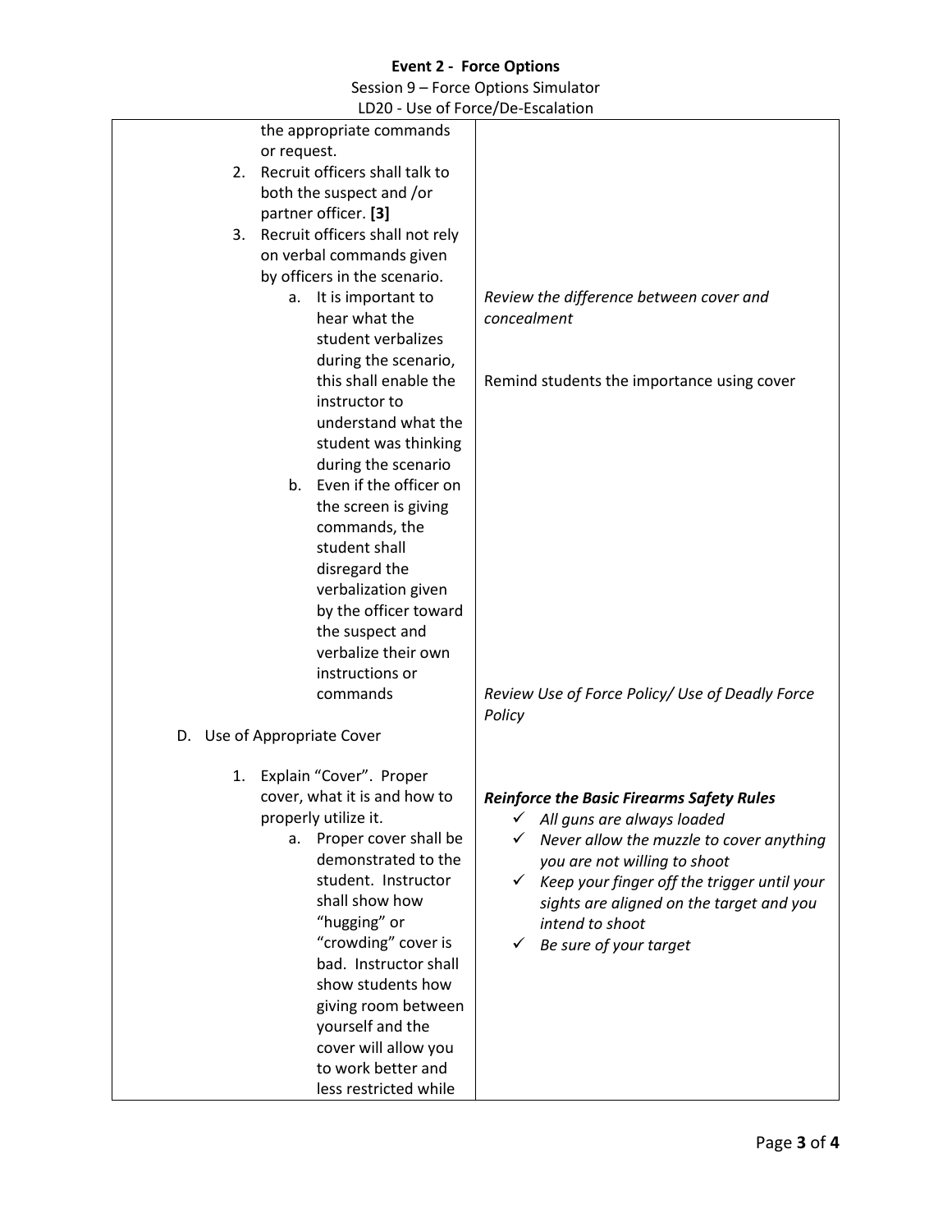| | |
|---|---|
| the appropriate commands or request.<br>2. Recruit officers shall talk to both the suspect and /or partner officer. **[3]**<br>3. Recruit officers shall not rely on verbal commands given by officers in the scenario.<br>a. It is important to hear what the student verbalizes during the scenario, this shall enable the instructor to understand what the student was thinking during the scenario<br>b. Even if the officer on the screen is giving commands, the student shall disregard the verbalization given by the officer toward the suspect and verbalize their own instructions or commands | *Review the difference between cover and concealment*<br><br>Remind students the importance using cover<br><br>*Review Use of Force Policy/ Use of Deadly Force Policy* |
| D. Use of Appropriate Cover<br><br>1. Explain "Cover". Proper cover, what it is and how to properly utilize it.<br>a. Proper cover shall be demonstrated to the student. Instructor shall show how "hugging" or "crowding" cover is bad. Instructor shall show students how giving room between yourself and the cover will allow you to work better and less restricted while | ***Reinforce the Basic Firearms Safety Rules***<br>✓ *All guns are always loaded*<br>✓ *Never allow the muzzle to cover anything you are not willing to shoot*<br>✓ *Keep your finger off the trigger until your sights are aligned on the target and you intend to shoot*<br>✓ *Be sure of your target* |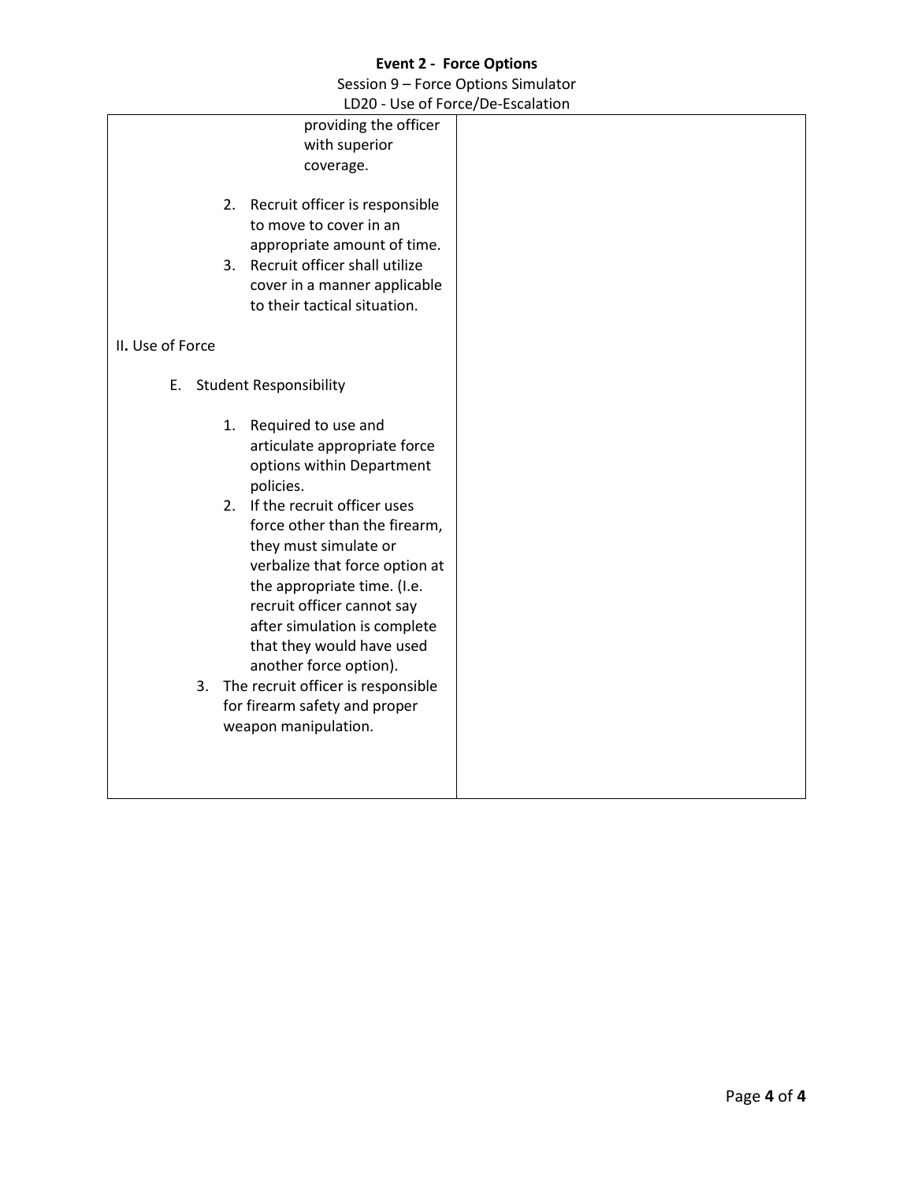providing the officer with superior coverage.

2. Recruit officer is responsible to move to cover in an appropriate amount of time.
3. Recruit officer shall utilize cover in a manner applicable to their tactical situation.

II. Use of Force

E. Student Responsibility

1. Required to use and articulate appropriate force options within Department policies.
2. If the recruit officer uses force other than the firearm, they must simulate or verbalize that force option at the appropriate time. (I.e. recruit officer cannot say after simulation is complete that they would have used another force option).
3. The recruit officer is responsible for firearm safety and proper weapon manipulation.